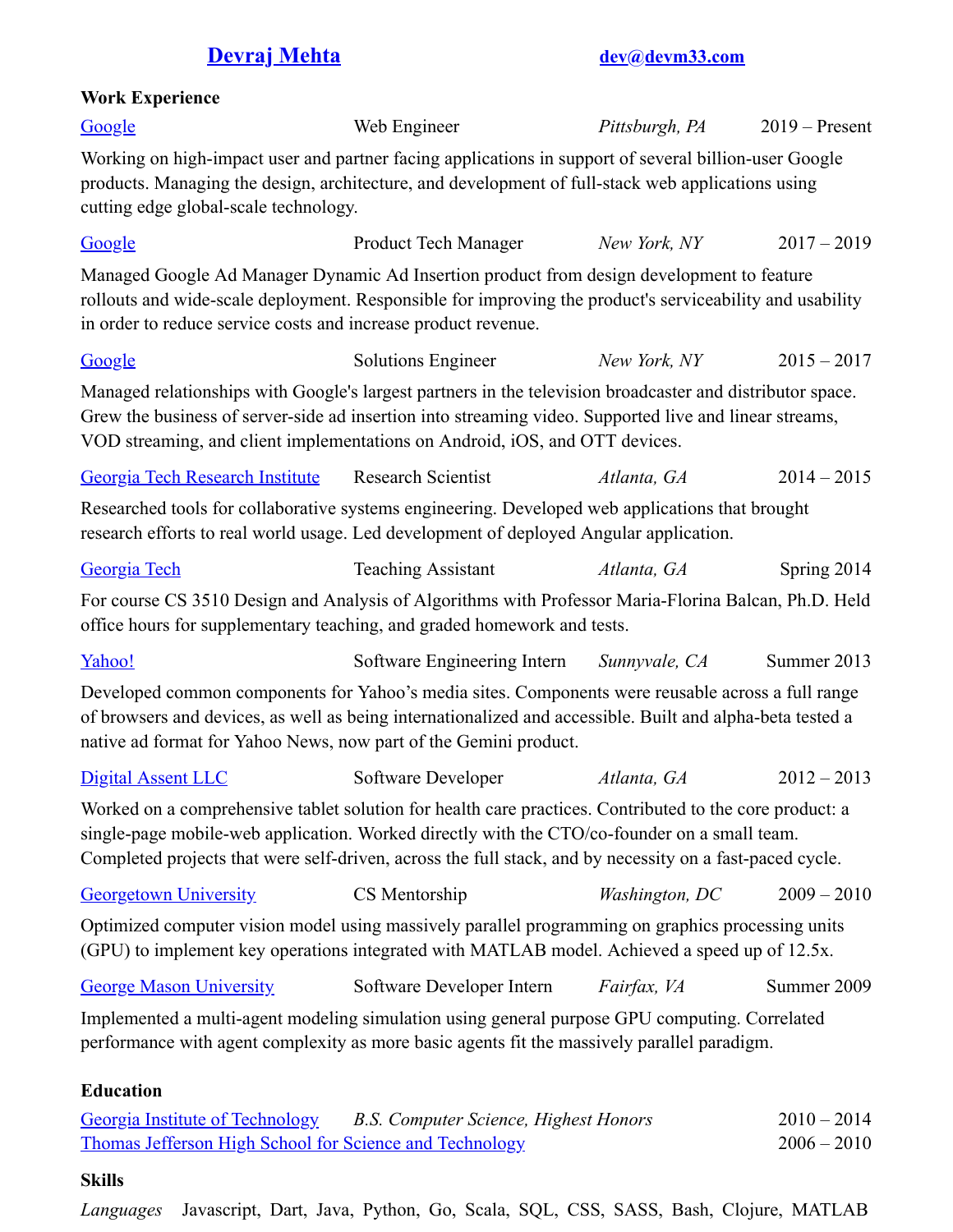# Devraj Mehta

dev@devm33.com

## Work Experience

**Google** | Web Engineer | *Pittsburgh, PA* | 2019 – Present

Working on high-impact user and partner facing applications in support of several billion-user Google products. Managing the design, architecture, and development of full-stack web applications using cutting edge global-scale technology.

**Google** | Product Tech Manager | *New York, NY* | 2017 – 2019

Managed Google Ad Manager Dynamic Ad Insertion product from design development to feature rollouts and wide-scale deployment. Responsible for improving the product's serviceability and usability in order to reduce service costs and increase product revenue.

**Google** | Solutions Engineer | *New York, NY* | 2015 – 2017

Managed relationships with Google's largest partners in the television broadcaster and distributor space. Grew the business of server-side ad insertion into streaming video. Supported live and linear streams, VOD streaming, and client implementations on Android, iOS, and OTT devices.

**Georgia Tech Research Institute** | Research Scientist | *Atlanta, GA* | 2014 – 2015

Researched tools for collaborative systems engineering. Developed web applications that brought research efforts to real world usage. Led development of deployed Angular application.

**Georgia Tech** | Teaching Assistant | *Atlanta, GA* | Spring 2014

For course CS 3510 Design and Analysis of Algorithms with Professor Maria-Florina Balcan, Ph.D. Held office hours for supplementary teaching, and graded homework and tests.

**Yahoo!** | Software Engineering Intern | *Sunnyvale, CA* | Summer 2013

Developed common components for Yahoo's media sites. Components were reusable across a full range of browsers and devices, as well as being internationalized and accessible. Built and alpha-beta tested a native ad format for Yahoo News, now part of the Gemini product.

**Digital Assent LLC** | Software Developer | *Atlanta, GA* | 2012 – 2013

Worked on a comprehensive tablet solution for health care practices. Contributed to the core product: a single-page mobile-web application. Worked directly with the CTO/co-founder on a small team. Completed projects that were self-driven, across the full stack, and by necessity on a fast-paced cycle.

**Georgetown University** | CS Mentorship | *Washington, DC* | 2009 – 2010

Optimized computer vision model using massively parallel programming on graphics processing units (GPU) to implement key operations integrated with MATLAB model. Achieved a speed up of 12.5x.

**George Mason University** | Software Developer Intern | *Fairfax, VA* | Summer 2009

Implemented a multi-agent modeling simulation using general purpose GPU computing. Correlated performance with agent complexity as more basic agents fit the massively parallel paradigm.

## Education

Georgia Institute of Technology | *B.S. Computer Science, Highest Honors* | 2010 – 2014

Thomas Jefferson High School for Science and Technology | 2006 – 2010

## Skills

*Languages* Javascript, Dart, Java, Python, Go, Scala, SQL, CSS, SASS, Bash, Clojure, MATLAB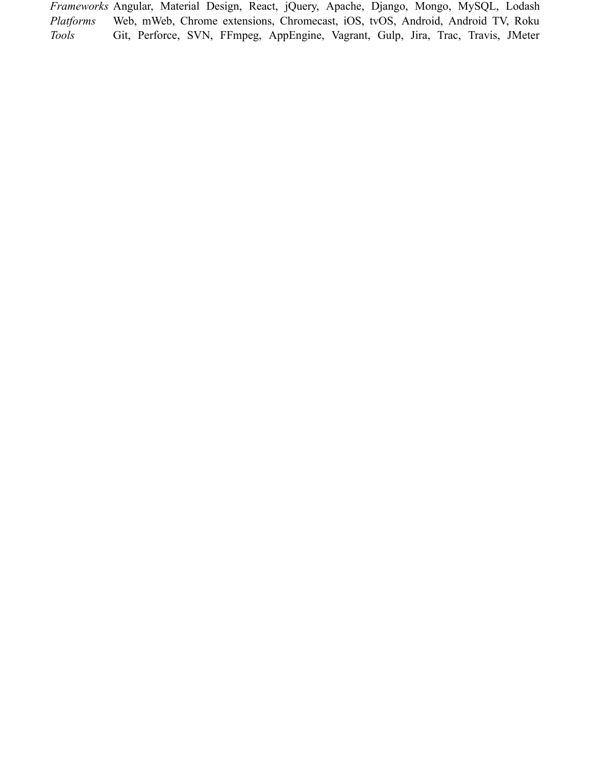| | |
|---|---|
| *Frameworks* | Angular, Material Design, React, jQuery, Apache, Django, Mongo, MySQL, Lodash |
| *Platforms* | Web, mWeb, Chrome extensions, Chromecast, iOS, tvOS, Android, Android TV, Roku |
| *Tools* | Git, Perforce, SVN, FFmpeg, AppEngine, Vagrant, Gulp, Jira, Trac, Travis, JMeter |